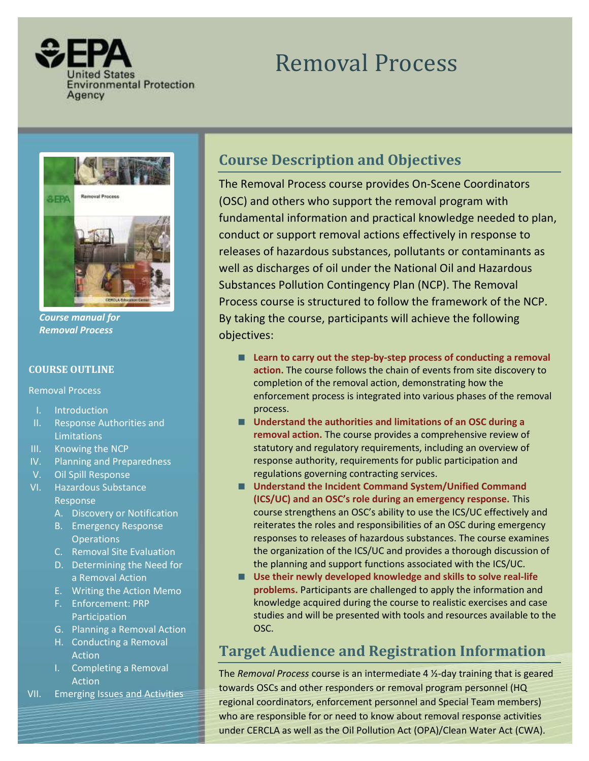United States Environmental Protection Agency

# Removal Process

*Course manual for Removal Process*

## COURSE OUTLINE

Removal Process

- I. Introduction
- II. Response Authorities and Limitations
- III. Knowing the NCP
- IV. Planning and Preparedness
- V. Oil Spill Response
- VI. Hazardous Substance Response
  - A. Discovery or Notification
  - B. Emergency Response Operations
  - C. Removal Site Evaluation
  - D. Determining the Need for a Removal Action
  - E. Writing the Action Memo
  - F. Enforcement: PRP Participation
  - G. Planning a Removal Action
  - H. Conducting a Removal Action
  - I. Completing a Removal Action
- VII. Emerging Issues and Activities

## Course Description and Objectives

The Removal Process course provides On-Scene Coordinators (OSC) and others who support the removal program with fundamental information and practical knowledge needed to plan, conduct or support removal actions effectively in response to releases of hazardous substances, pollutants or contaminants as well as discharges of oil under the National Oil and Hazardous Substances Pollution Contingency Plan (NCP). The Removal Process course is structured to follow the framework of the NCP. By taking the course, participants will achieve the following objectives:

- **Learn to carry out the step-by-step process of conducting a removal action.** The course follows the chain of events from site discovery to completion of the removal action, demonstrating how the enforcement process is integrated into various phases of the removal process.
- **Understand the authorities and limitations of an OSC during a removal action.** The course provides a comprehensive review of statutory and regulatory requirements, including an overview of response authority, requirements for public participation and regulations governing contracting services.
- **Understand the Incident Command System/Unified Command (ICS/UC) and an OSC's role during an emergency response.** This course strengthens an OSC's ability to use the ICS/UC effectively and reiterates the roles and responsibilities of an OSC during emergency responses to releases of hazardous substances. The course examines the organization of the ICS/UC and provides a thorough discussion of the planning and support functions associated with the ICS/UC.
- **Use their newly developed knowledge and skills to solve real-life problems.** Participants are challenged to apply the information and knowledge acquired during the course to realistic exercises and case studies and will be presented with tools and resources available to the OSC.

## Target Audience and Registration Information

The *Removal Process* course is an intermediate 4 ½-day training that is geared towards OSCs and other responders or removal program personnel (HQ regional coordinators, enforcement personnel and Special Team members) who are responsible for or need to know about removal response activities under CERCLA as well as the Oil Pollution Act (OPA)/Clean Water Act (CWA).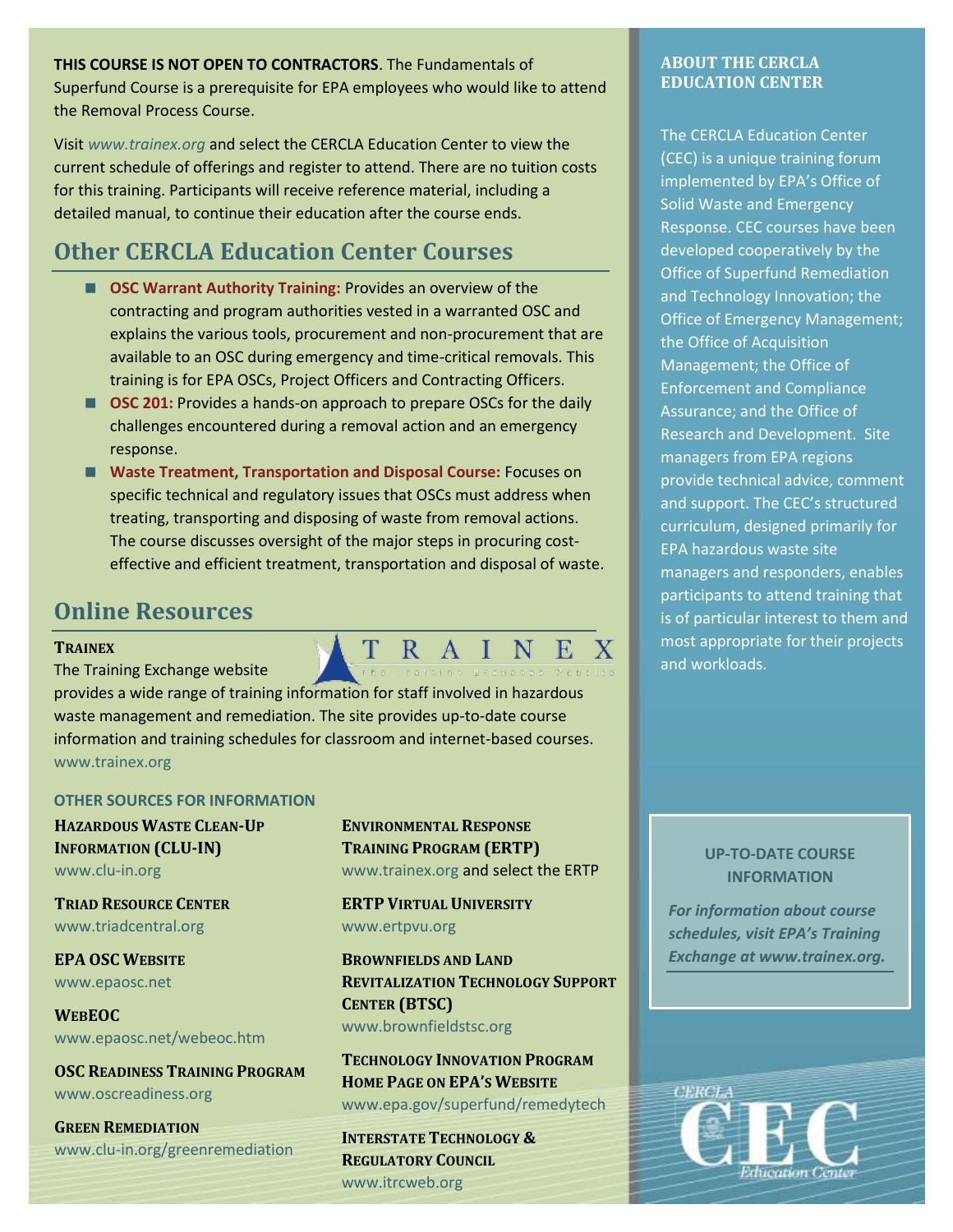**THIS COURSE IS NOT OPEN TO CONTRACTORS**. The Fundamentals of Superfund Course is a prerequisite for EPA employees who would like to attend the Removal Process Course.

Visit *www.trainex.org* and select the CERCLA Education Center to view the current schedule of offerings and register to attend. There are no tuition costs for this training. Participants will receive reference material, including a detailed manual, to continue their education after the course ends.

## Other CERCLA Education Center Courses

- **OSC Warrant Authority Training:** Provides an overview of the contracting and program authorities vested in a warranted OSC and explains the various tools, procurement and non-procurement that are available to an OSC during emergency and time-critical removals. This training is for EPA OSCs, Project Officers and Contracting Officers.
- **OSC 201:** Provides a hands-on approach to prepare OSCs for the daily challenges encountered during a removal action and an emergency response.
- **Waste Treatment, Transportation and Disposal Course:** Focuses on specific technical and regulatory issues that OSCs must address when treating, transporting and disposing of waste from removal actions. The course discusses oversight of the major steps in procuring cost-effective and efficient treatment, transportation and disposal of waste.

## Online Resources

**TRAINEX**

The Training Exchange website provides a wide range of training information for staff involved in hazardous waste management and remediation. The site provides up-to-date course information and training schedules for classroom and internet-based courses.
www.trainex.org

### OTHER SOURCES FOR INFORMATION

**HAZARDOUS WASTE CLEAN-UP INFORMATION (CLU-IN)**
www.clu-in.org

**TRIAD RESOURCE CENTER**
www.triadcentral.org

**EPA OSC WEBSITE**
www.epaosc.net

**WEBEOC**
www.epaosc.net/webeoc.htm

**OSC READINESS TRAINING PROGRAM**
www.oscreadiness.org

**GREEN REMEDIATION**
www.clu-in.org/greenremediation

**ENVIRONMENTAL RESPONSE TRAINING PROGRAM (ERTP)**
www.trainex.org and select the ERTP

**ERTP VIRTUAL UNIVERSITY**
www.ertpvu.org

**BROWNFIELDS AND LAND REVITALIZATION TECHNOLOGY SUPPORT CENTER (BTSC)**
www.brownfieldstsc.org

**TECHNOLOGY INNOVATION PROGRAM HOME PAGE ON EPA'S WEBSITE**
www.epa.gov/superfund/remedytech

**INTERSTATE TECHNOLOGY & REGULATORY COUNCIL**
www.itrcweb.org

## ABOUT THE CERCLA EDUCATION CENTER

The CERCLA Education Center (CEC) is a unique training forum implemented by EPA's Office of Solid Waste and Emergency Response. CEC courses have been developed cooperatively by the Office of Superfund Remediation and Technology Innovation; the Office of Emergency Management; the Office of Acquisition Management; the Office of Enforcement and Compliance Assurance; and the Office of Research and Development. Site managers from EPA regions provide technical advice, comment and support. The CEC's structured curriculum, designed primarily for EPA hazardous waste site managers and responders, enables participants to attend training that is of particular interest to them and most appropriate for their projects and workloads.

**UP-TO-DATE COURSE INFORMATION**

***For information about course schedules, visit EPA's Training Exchange at www.trainex.org.***